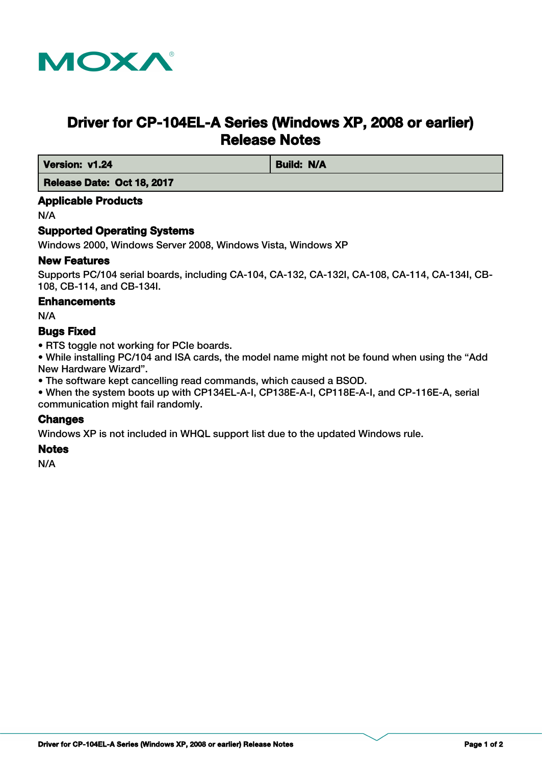MOXA

# Driver for CP-104EL-A Series (Windows XP, 2008 or earlier) Release Notes

| Version: v1.24 | Build: N/A |
|---|---|
| Release Date: Oct 18, 2017 | |

### Applicable Products

N/A

### Supported Operating Systems

Windows 2000, Windows Server 2008, Windows Vista, Windows XP

### New Features

Supports PC/104 serial boards, including CA-104, CA-132, CA-132I, CA-108, CA-114, CA-134I, CB-108, CB-114, and CB-134I.

### Enhancements

N/A

### Bugs Fixed

- RTS toggle not working for PCIe boards.
- While installing PC/104 and ISA cards, the model name might not be found when using the “Add New Hardware Wizard”.
- The software kept cancelling read commands, which caused a BSOD.
- When the system boots up with CP134EL-A-I, CP138E-A-I, CP118E-A-I, and CP-116E-A, serial communication might fail randomly.

### Changes

Windows XP is not included in WHQL support list due to the updated Windows rule.

### Notes

N/A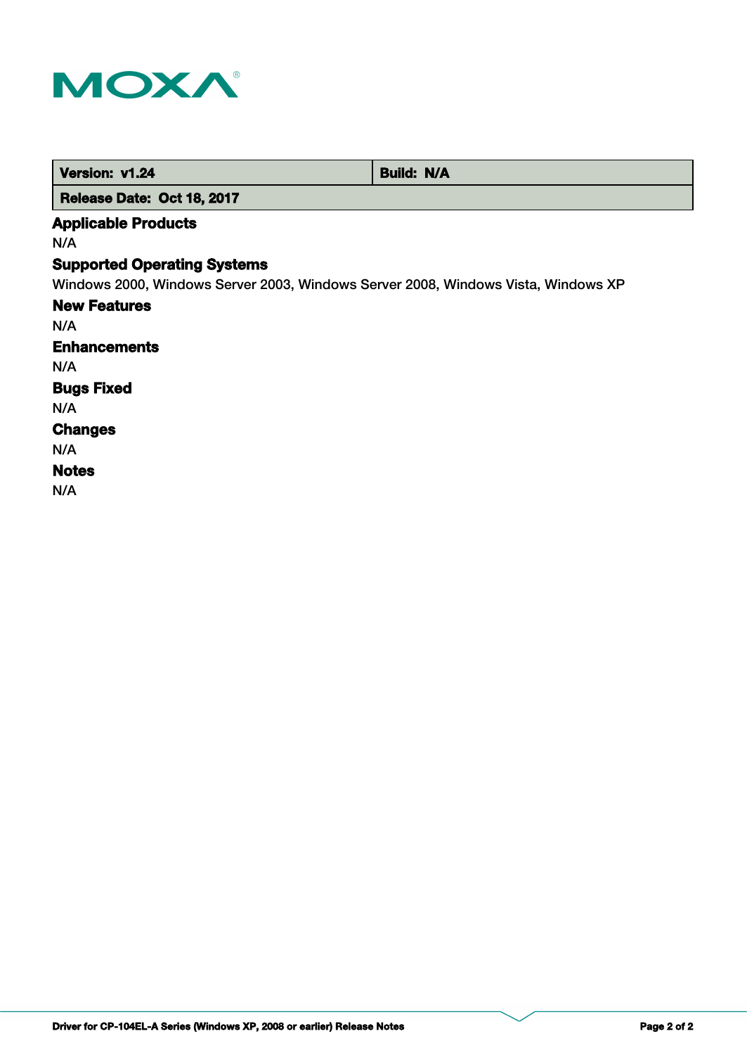| Version: v1.24 | Build: N/A |
| --- | --- |
| Release Date: Oct 18, 2017 | |

### Applicable Products

N/A

### Supported Operating Systems

Windows 2000, Windows Server 2003, Windows Server 2008, Windows Vista, Windows XP

### New Features

N/A

### Enhancements

N/A

### Bugs Fixed

N/A

### Changes

N/A

### Notes

N/A